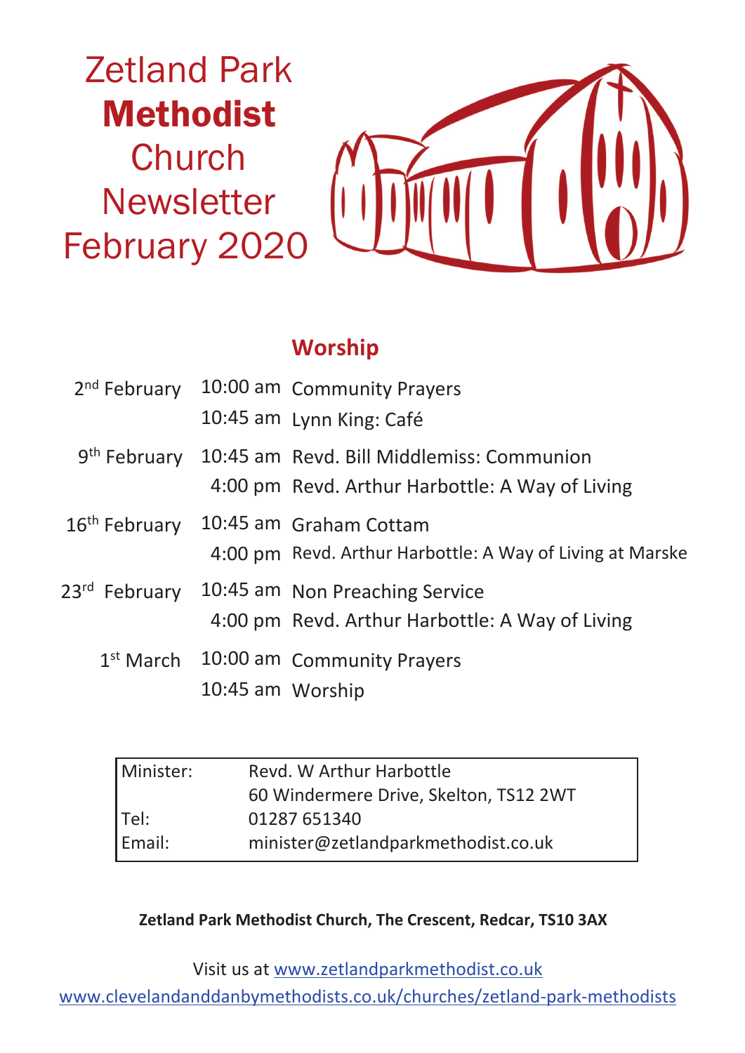# Zetland Park **Methodist** Church Newsletter February 2020

## Worship

| | | |
|---|---|---|
| 2nd February | 10:00 am | Community Prayers |
| | 10:45 am | Lynn King: Café |
| 9th February | 10:45 am | Revd. Bill Middlemiss: Communion |
| | 4:00 pm | Revd. Arthur Harbottle: A Way of Living |
| 16th February | 10:45 am | Graham Cottam |
| | 4:00 pm | Revd. Arthur Harbottle: A Way of Living at Marske |
| 23rd February | 10:45 am | Non Preaching Service |
| | 4:00 pm | Revd. Arthur Harbottle: A Way of Living |
| 1st March | 10:00 am | Community Prayers |
| | 10:45 am | Worship |

| | |
|---|---|
| Minister: | Revd. W Arthur Harbottle |
| | 60 Windermere Drive, Skelton, TS12 2WT |
| Tel: | 01287 651340 |
| Email: | minister@zetlandparkmethodist.co.uk |

**Zetland Park Methodist Church, The Crescent, Redcar, TS10 3AX**

Visit us at www.zetlandparkmethodist.co.uk

www.clevelandanddanbymethodists.co.uk/churches/zetland-park-methodists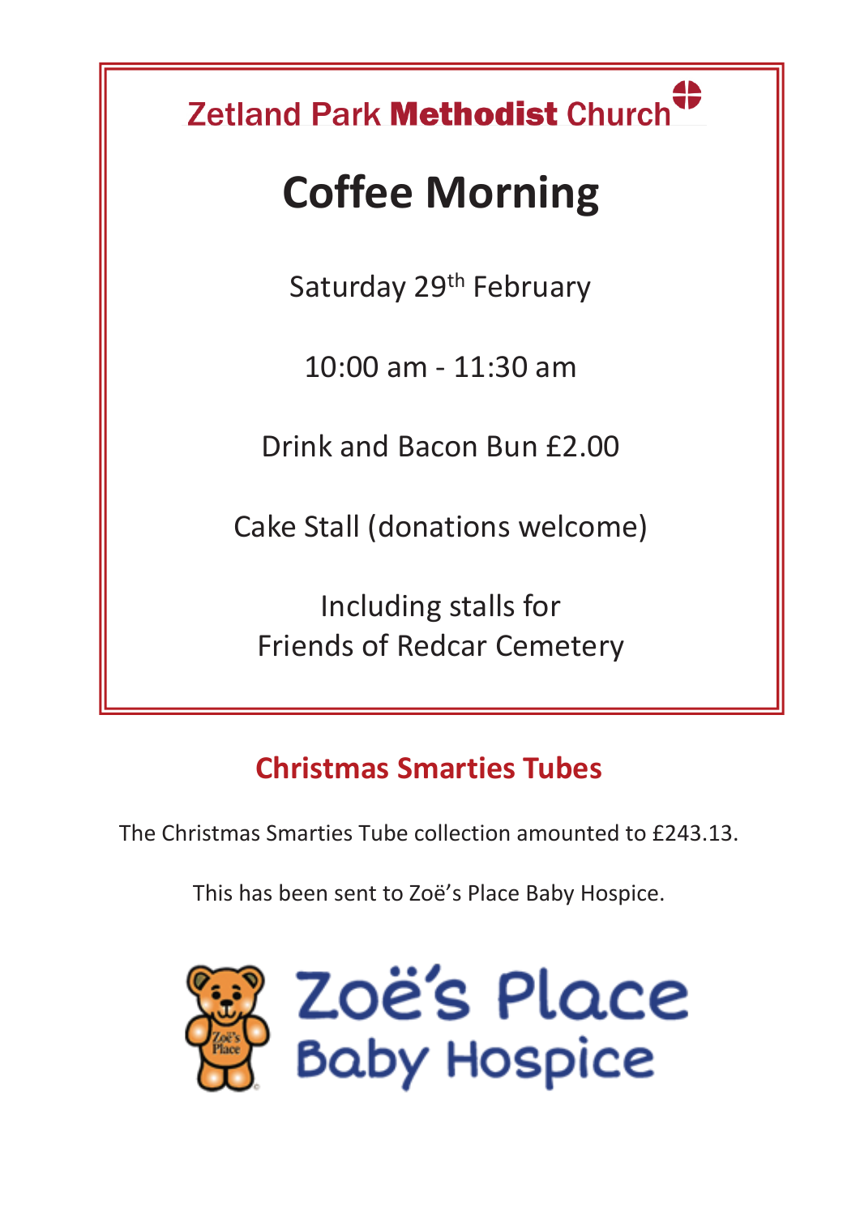Zetland Park **Methodist** Church

# Coffee Morning

Saturday 29th February

10:00 am - 11:30 am

Drink and Bacon Bun £2.00

Cake Stall (donations welcome)

Including stalls for
Friends of Redcar Cemetery

## Christmas Smarties Tubes

The Christmas Smarties Tube collection amounted to £243.13.

This has been sent to Zoë's Place Baby Hospice.

Zoë's Place
Baby Hospice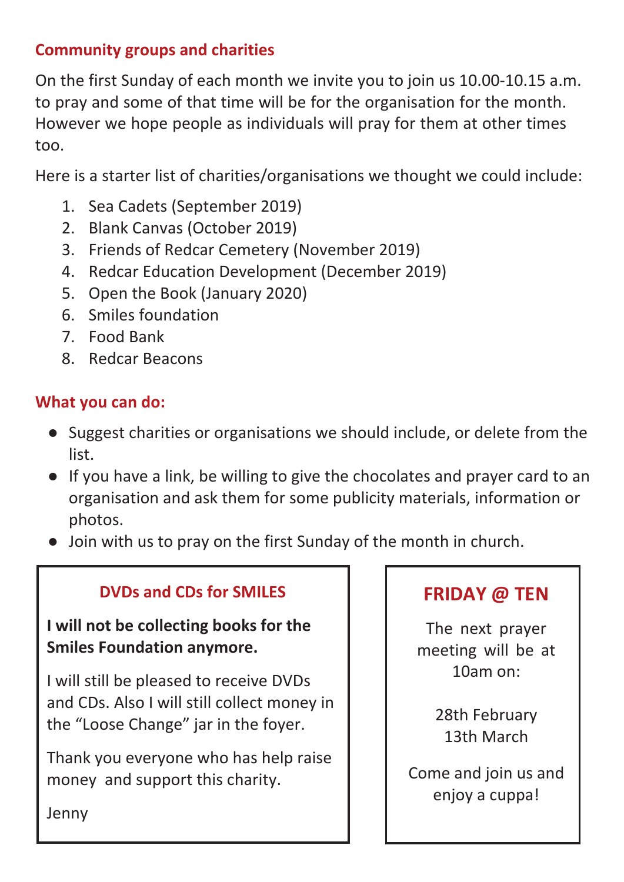## Community groups and charities

On the first Sunday of each month we invite you to join us 10.00-10.15 a.m. to pray and some of that time will be for the organisation for the month. However we hope people as individuals will pray for them at other times too.

Here is a starter list of charities/organisations we thought we could include:

1. Sea Cadets (September 2019)
2. Blank Canvas (October 2019)
3. Friends of Redcar Cemetery (November 2019)
4. Redcar Education Development (December 2019)
5. Open the Book (January 2020)
6. Smiles foundation
7. Food Bank
8. Redcar Beacons

## What you can do:

- Suggest charities or organisations we should include, or delete from the list.
- If you have a link, be willing to give the chocolates and prayer card to an organisation and ask them for some publicity materials, information or photos.
- Join with us to pray on the first Sunday of the month in church.

### DVDs and CDs for SMILES

**I will not be collecting books for the Smiles Foundation anymore.**

I will still be pleased to receive DVDs and CDs. Also I will still collect money in the "Loose Change" jar in the foyer.

Thank you everyone who has help raise money and support this charity.

Jenny

### FRIDAY @ TEN

The next prayer meeting will be at 10am on:

28th February
13th March

Come and join us and enjoy a cuppa!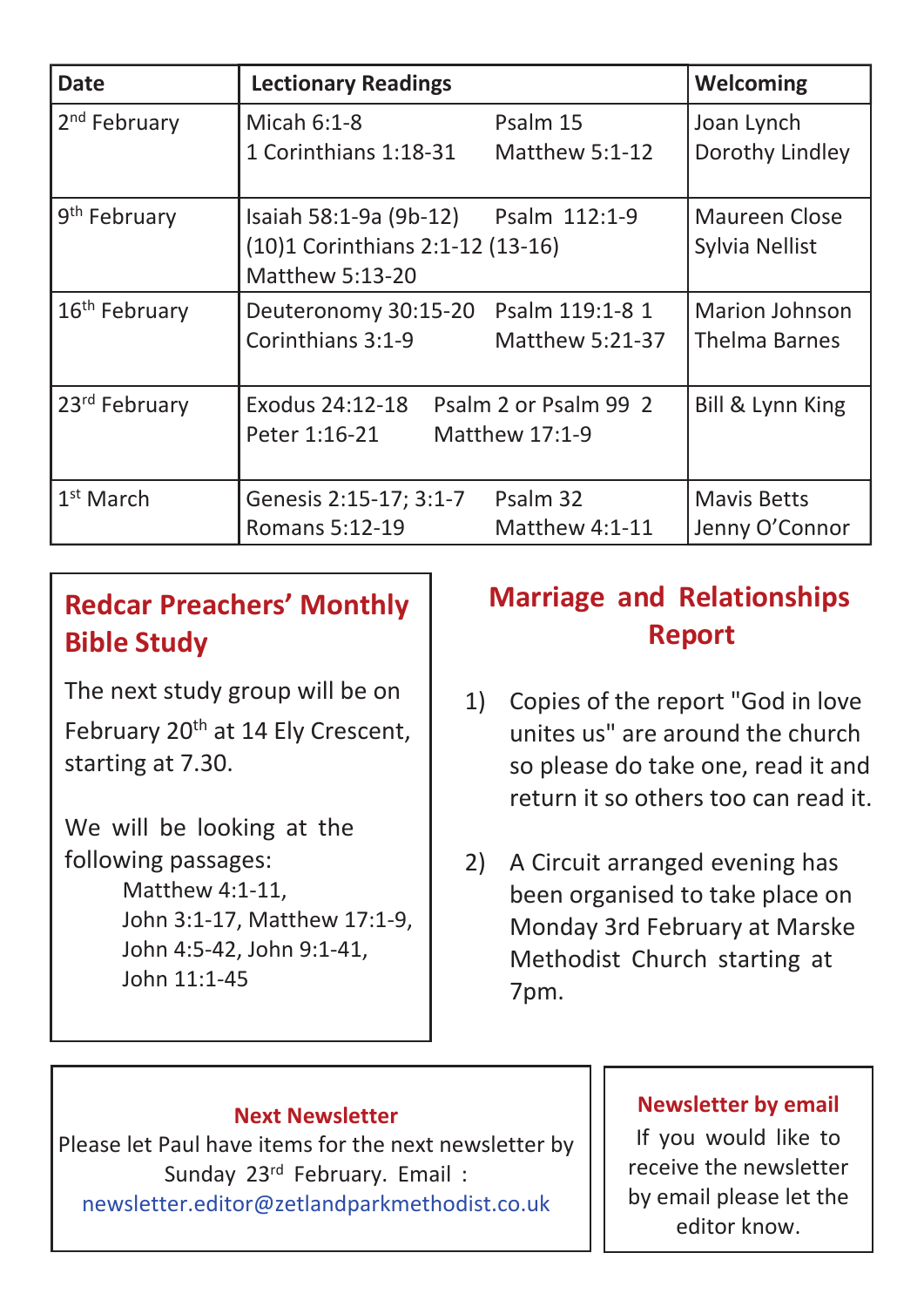| Date | Lectionary Readings | Welcoming |
|---|---|---|
| 2nd February | Micah 6:1-8 Psalm 15<br>1 Corinthians 1:18-31 Matthew 5:1-12 | Joan Lynch<br>Dorothy Lindley |
| 9th February | Isaiah 58:1-9a (9b-12) Psalm 112:1-9<br>(10)1 Corinthians 2:1-12 (13-16)<br>Matthew 5:13-20 | Maureen Close<br>Sylvia Nellist |
| 16th February | Deuteronomy 30:15-20 Psalm 119:1-8 1<br>Corinthians 3:1-9 Matthew 5:21-37 | Marion Johnson<br>Thelma Barnes |
| 23rd February | Exodus 24:12-18 Psalm 2 or Psalm 99 2<br>Peter 1:16-21 Matthew 17:1-9 | Bill & Lynn King |
| 1st March | Genesis 2:15-17; 3:1-7 Psalm 32<br>Romans 5:12-19 Matthew 4:1-11 | Mavis Betts<br>Jenny O'Connor |

## Redcar Preachers' Monthly Bible Study

The next study group will be on February 20th at 14 Ely Crescent, starting at 7.30.

We will be looking at the following passages:

Matthew 4:1-11,
John 3:1-17, Matthew 17:1-9,
John 4:5-42, John 9:1-41,
John 11:1-45

## Marriage and Relationships Report

1) Copies of the report "God in love unites us" are around the church so please do take one, read it and return it so others too can read it.

2) A Circuit arranged evening has been organised to take place on Monday 3rd February at Marske Methodist Church starting at 7pm.

### Next Newsletter

Please let Paul have items for the next newsletter by Sunday 23rd February. Email : newsletter.editor@zetlandparkmethodist.co.uk

### Newsletter by email

If you would like to receive the newsletter by email please let the editor know.